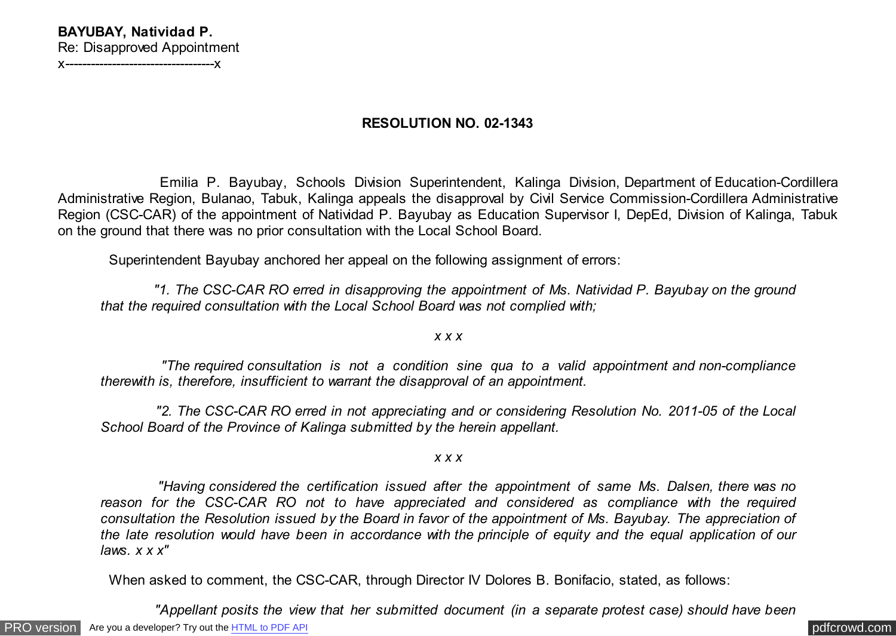**BAYUBAY, Natividad P.**
Re: Disapproved Appointment
x----------------------------------x

**RESOLUTION NO. 02-1343**

Emilia P. Bayubay, Schools Division Superintendent, Kalinga Division, Department of Education-Cordillera Administrative Region, Bulanao, Tabuk, Kalinga appeals the disapproval by Civil Service Commission-Cordillera Administrative Region (CSC-CAR) of the appointment of Natividad P. Bayubay as Education Supervisor I, DepEd, Division of Kalinga, Tabuk on the ground that there was no prior consultation with the Local School Board.

Superintendent Bayubay anchored her appeal on the following assignment of errors:

> *"1. The CSC-CAR RO erred in disapproving the appointment of Ms. Natividad P. Bayubay on the ground that the required consultation with the Local School Board was not complied with;*
>
> *x x x*
>
> *"The required consultation is not a condition sine qua to a valid appointment and non-compliance therewith is, therefore, insufficient to warrant the disapproval of an appointment.*
>
> *"2. The CSC-CAR RO erred in not appreciating and or considering Resolution No. 2011-05 of the Local School Board of the Province of Kalinga submitted by the herein appellant.*
>
> *x x x*
>
> *"Having considered the certification issued after the appointment of same Ms. Dalsen, there was no reason for the CSC-CAR RO not to have appreciated and considered as compliance with the required consultation the Resolution issued by the Board in favor of the appointment of Ms. Bayubay. The appreciation of the late resolution would have been in accordance with the principle of equity and the equal application of our laws. x x x"*

When asked to comment, the CSC-CAR, through Director IV Dolores B. Bonifacio, stated, as follows:

> *"Appellant posits the view that her submitted document (in a separate protest case) should have been*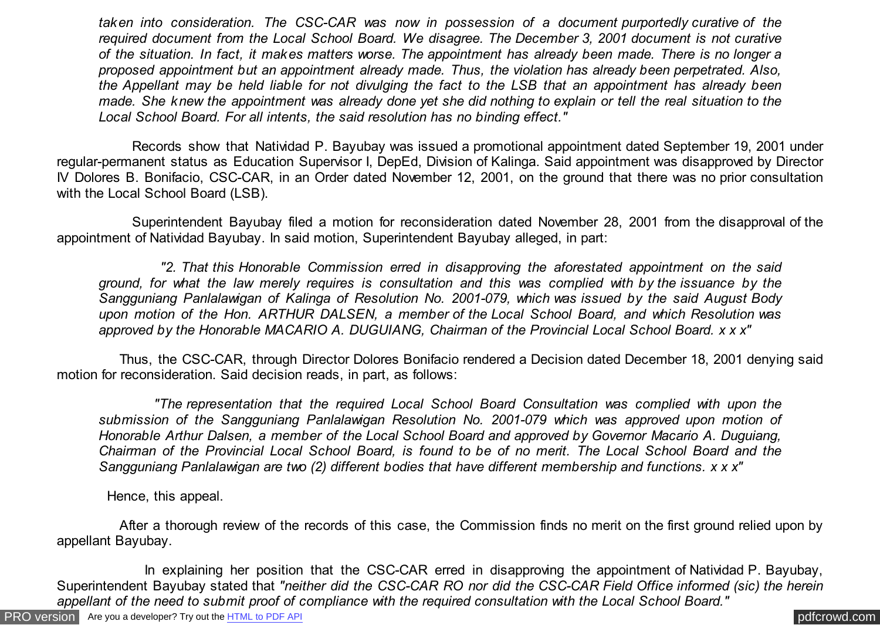*taken into consideration. The CSC-CAR was now in possession of a document purportedly curative of the required document from the Local School Board. We disagree. The December 3, 2001 document is not curative of the situation. In fact, it makes matters worse. The appointment has already been made. There is no longer a proposed appointment but an appointment already made. Thus, the violation has already been perpetrated. Also, the Appellant may be held liable for not divulging the fact to the LSB that an appointment has already been made. She knew the appointment was already done yet she did nothing to explain or tell the real situation to the Local School Board. For all intents, the said resolution has no binding effect."*

Records show that Natividad P. Bayubay was issued a promotional appointment dated September 19, 2001 under regular-permanent status as Education Supervisor I, DepEd, Division of Kalinga. Said appointment was disapproved by Director IV Dolores B. Bonifacio, CSC-CAR, in an Order dated November 12, 2001, on the ground that there was no prior consultation with the Local School Board (LSB).

Superintendent Bayubay filed a motion for reconsideration dated November 28, 2001 from the disapproval of the appointment of Natividad Bayubay. In said motion, Superintendent Bayubay alleged, in part:

*"2. That this Honorable Commission erred in disapproving the aforestated appointment on the said ground, for what the law merely requires is consultation and this was complied with by the issuance by the Sangguniang Panlalawigan of Kalinga of Resolution No. 2001-079, which was issued by the said August Body upon motion of the Hon. ARTHUR DALSEN, a member of the Local School Board, and which Resolution was approved by the Honorable MACARIO A. DUGUIANG, Chairman of the Provincial Local School Board. x x x"*

Thus, the CSC-CAR, through Director Dolores Bonifacio rendered a Decision dated December 18, 2001 denying said motion for reconsideration. Said decision reads, in part, as follows:

*"The representation that the required Local School Board Consultation was complied with upon the submission of the Sangguniang Panlalawigan Resolution No. 2001-079 which was approved upon motion of Honorable Arthur Dalsen, a member of the Local School Board and approved by Governor Macario A. Duguiang, Chairman of the Provincial Local School Board, is found to be of no merit. The Local School Board and the Sangguniang Panlalawigan are two (2) different bodies that have different membership and functions. x x x"*

Hence, this appeal.

After a thorough review of the records of this case, the Commission finds no merit on the first ground relied upon by appellant Bayubay.

In explaining her position that the CSC-CAR erred in disapproving the appointment of Natividad P. Bayubay, Superintendent Bayubay stated that *"neither did the CSC-CAR RO nor did the CSC-CAR Field Office informed (sic) the herein appellant of the need to submit proof of compliance with the required consultation with the Local School Board."*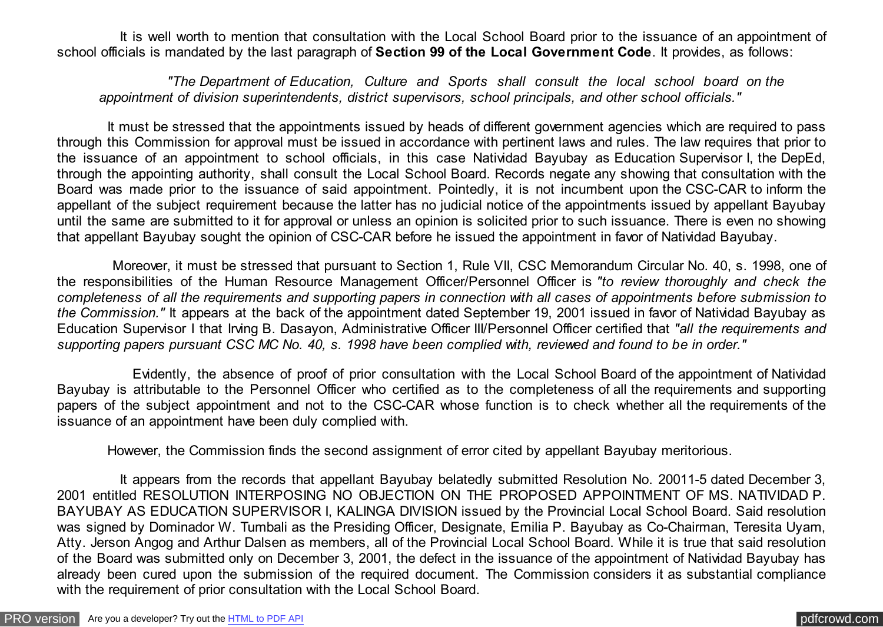It is well worth to mention that consultation with the Local School Board prior to the issuance of an appointment of school officials is mandated by the last paragraph of **Section 99 of the Local Government Code**. It provides, as follows:

> *"The Department of Education, Culture and Sports shall consult the local school board on the appointment of division superintendents, district supervisors, school principals, and other school officials."*

It must be stressed that the appointments issued by heads of different government agencies which are required to pass through this Commission for approval must be issued in accordance with pertinent laws and rules. The law requires that prior to the issuance of an appointment to school officials, in this case Natividad Bayubay as Education Supervisor I, the DepEd, through the appointing authority, shall consult the Local School Board. Records negate any showing that consultation with the Board was made prior to the issuance of said appointment. Pointedly, it is not incumbent upon the CSC-CAR to inform the appellant of the subject requirement because the latter has no judicial notice of the appointments issued by appellant Bayubay until the same are submitted to it for approval or unless an opinion is solicited prior to such issuance. There is even no showing that appellant Bayubay sought the opinion of CSC-CAR before he issued the appointment in favor of Natividad Bayubay.

Moreover, it must be stressed that pursuant to Section 1, Rule VII, CSC Memorandum Circular No. 40, s. 1998, one of the responsibilities of the Human Resource Management Officer/Personnel Officer is *"to review thoroughly and check the completeness of all the requirements and supporting papers in connection with all cases of appointments before submission to the Commission."* It appears at the back of the appointment dated September 19, 2001 issued in favor of Natividad Bayubay as Education Supervisor I that Irving B. Dasayon, Administrative Officer III/Personnel Officer certified that *"all the requirements and supporting papers pursuant CSC MC No. 40, s. 1998 have been complied with, reviewed and found to be in order."*

Evidently, the absence of proof of prior consultation with the Local School Board of the appointment of Natividad Bayubay is attributable to the Personnel Officer who certified as to the completeness of all the requirements and supporting papers of the subject appointment and not to the CSC-CAR whose function is to check whether all the requirements of the issuance of an appointment have been duly complied with.

However, the Commission finds the second assignment of error cited by appellant Bayubay meritorious.

It appears from the records that appellant Bayubay belatedly submitted Resolution No. 20011-5 dated December 3, 2001 entitled RESOLUTION INTERPOSING NO OBJECTION ON THE PROPOSED APPOINTMENT OF MS. NATIVIDAD P. BAYUBAY AS EDUCATION SUPERVISOR I, KALINGA DIVISION issued by the Provincial Local School Board. Said resolution was signed by Dominador W. Tumbali as the Presiding Officer, Designate, Emilia P. Bayubay as Co-Chairman, Teresita Uyam, Atty. Jerson Angog and Arthur Dalsen as members, all of the Provincial Local School Board. While it is true that said resolution of the Board was submitted only on December 3, 2001, the defect in the issuance of the appointment of Natividad Bayubay has already been cured upon the submission of the required document. The Commission considers it as substantial compliance with the requirement of prior consultation with the Local School Board.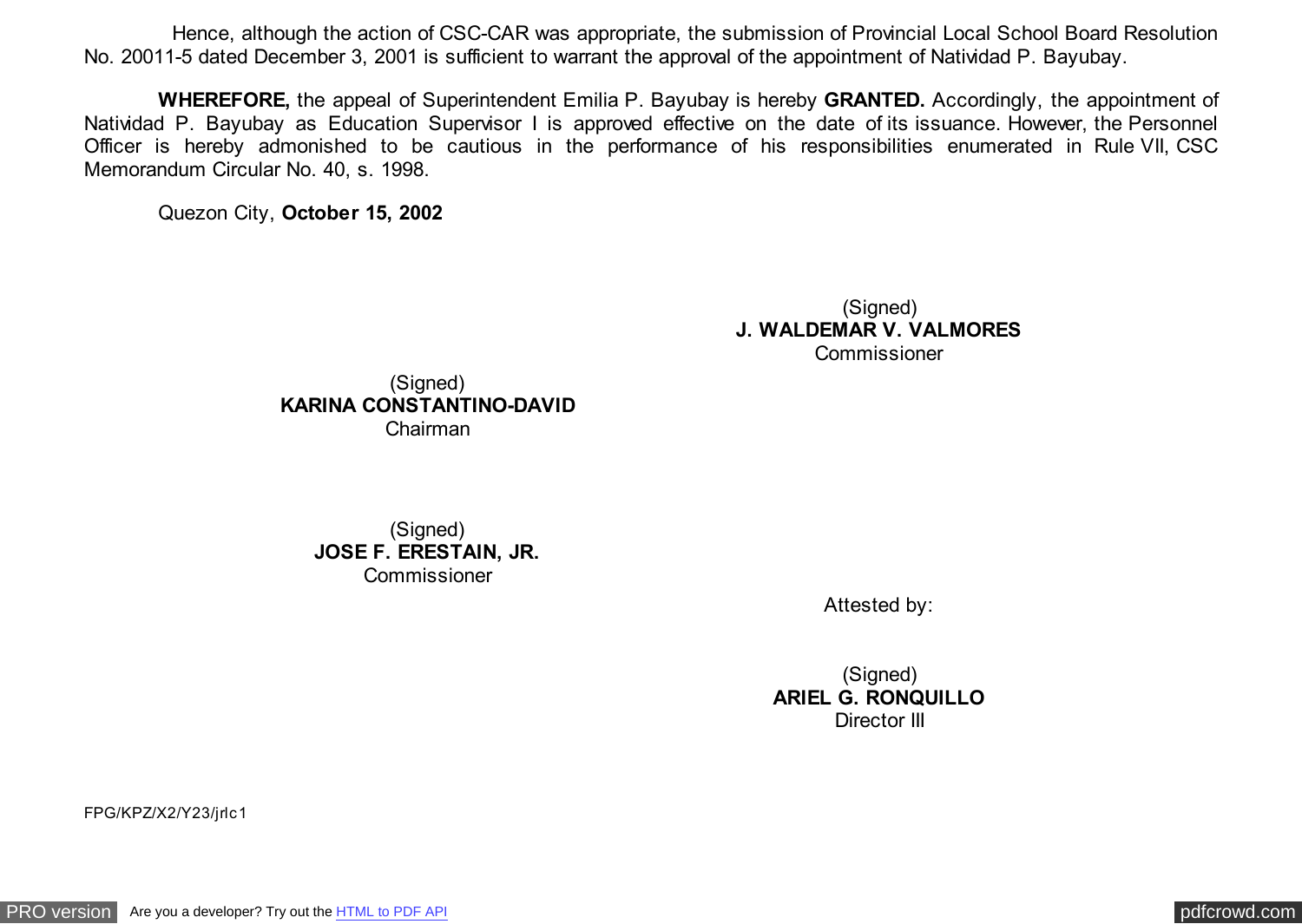Hence, although the action of CSC-CAR was appropriate, the submission of Provincial Local School Board Resolution No. 20011-5 dated December 3, 2001 is sufficient to warrant the approval of the appointment of Natividad P. Bayubay.

**WHEREFORE,** the appeal of Superintendent Emilia P. Bayubay is hereby **GRANTED.** Accordingly, the appointment of Natividad P. Bayubay as Education Supervisor I is approved effective on the date of its issuance. However, the Personnel Officer is hereby admonished to be cautious in the performance of his responsibilities enumerated in Rule VII, CSC Memorandum Circular No. 40, s. 1998.

Quezon City, **October 15, 2002**

(Signed)
**J. WALDEMAR V. VALMORES**
Commissioner

(Signed)
**KARINA CONSTANTINO-DAVID**
Chairman

(Signed)
**JOSE F. ERESTAIN, JR.**
Commissioner

Attested by:

(Signed)
**ARIEL G. RONQUILLO**
Director III

FPG/KPZ/X2/Y23/jrlc1